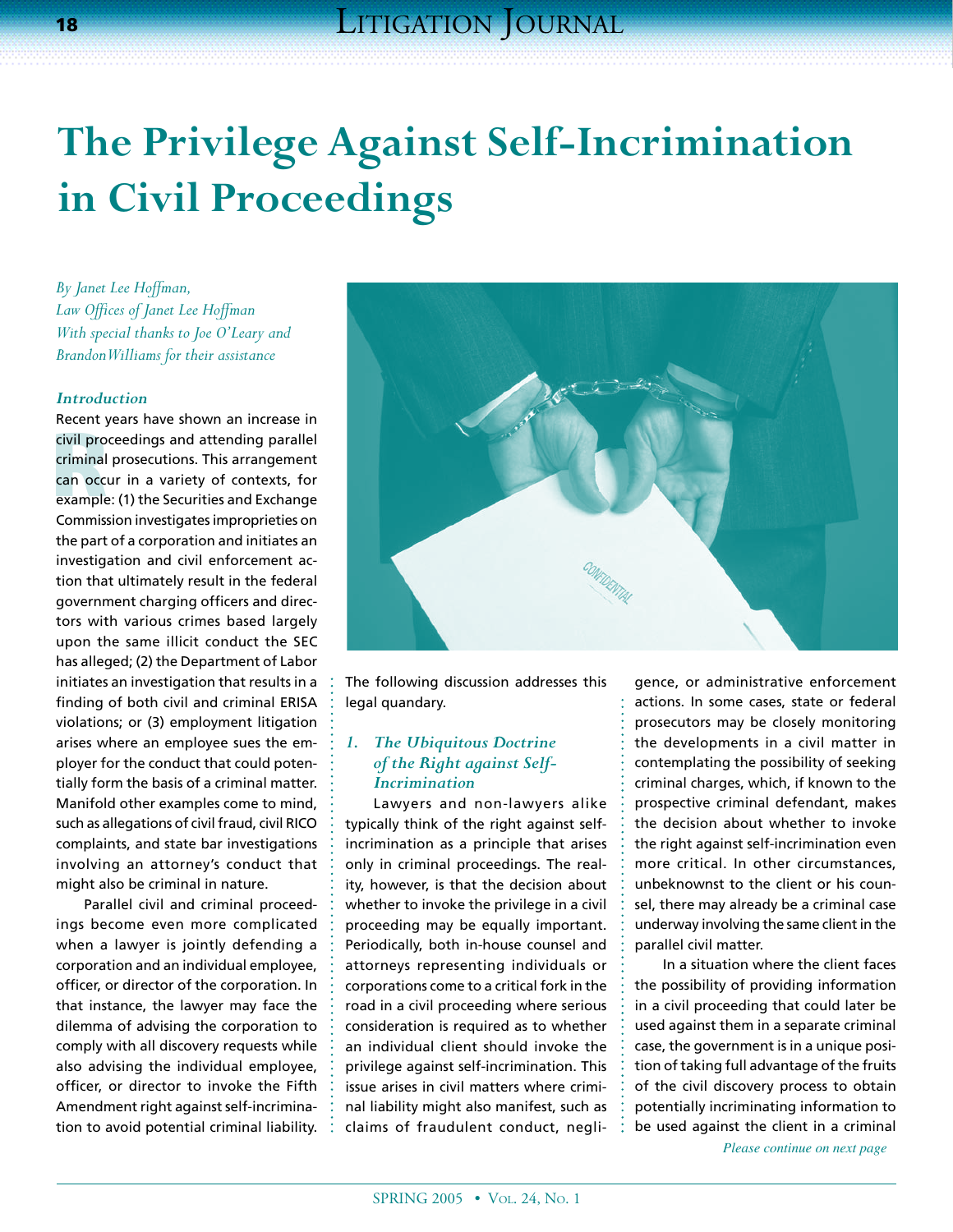# The Privilege Against Self-Incrimination in Civil Proceedings

*By Janet Lee Hoffman,*
*Law Offices of Janet Lee Hoffman*
*With special thanks to Joe O'Leary and Brandon Williams for their assistance*

## *Introduction*

Recent years have shown an increase in civil proceedings and attending parallel criminal prosecutions. This arrangement can occur in a variety of contexts, for example: (1) the Securities and Exchange Commission investigates improprieties on the part of a corporation and initiates an investigation and civil enforcement action that ultimately result in the federal government charging officers and directors with various crimes based largely upon the same illicit conduct the SEC has alleged; (2) the Department of Labor initiates an investigation that results in a finding of both civil and criminal ERISA violations; or (3) employment litigation arises where an employee sues the employer for the conduct that could potentially form the basis of a criminal matter. Manifold other examples come to mind, such as allegations of civil fraud, civil RICO complaints, and state bar investigations involving an attorney's conduct that might also be criminal in nature.

Parallel civil and criminal proceedings become even more complicated when a lawyer is jointly defending a corporation and an individual employee, officer, or director of the corporation. In that instance, the lawyer may face the dilemma of advising the corporation to comply with all discovery requests while also advising the individual employee, officer, or director to invoke the Fifth Amendment right against self-incrimination to avoid potential criminal liability. The following discussion addresses this legal quandary.

## *1. The Ubiquitous Doctrine of the Right against Self-Incrimination*

Lawyers and non-lawyers alike typically think of the right against self-incrimination as a principle that arises only in criminal proceedings. The reality, however, is that the decision about whether to invoke the privilege in a civil proceeding may be equally important. Periodically, both in-house counsel and attorneys representing individuals or corporations come to a critical fork in the road in a civil proceeding where serious consideration is required as to whether an individual client should invoke the privilege against self-incrimination. This issue arises in civil matters where criminal liability might also manifest, such as claims of fraudulent conduct, negligence, or administrative enforcement actions. In some cases, state or federal prosecutors may be closely monitoring the developments in a civil matter in contemplating the possibility of seeking criminal charges, which, if known to the prospective criminal defendant, makes the decision about whether to invoke the right against self-incrimination even more critical. In other circumstances, unbeknownst to the client or his counsel, there may already be a criminal case underway involving the same client in the parallel civil matter.

In a situation where the client faces the possibility of providing information in a civil proceeding that could later be used against them in a separate criminal case, the government is in a unique position of taking full advantage of the fruits of the civil discovery process to obtain potentially incriminating information to be used against the client in a criminal

*Please continue on next page*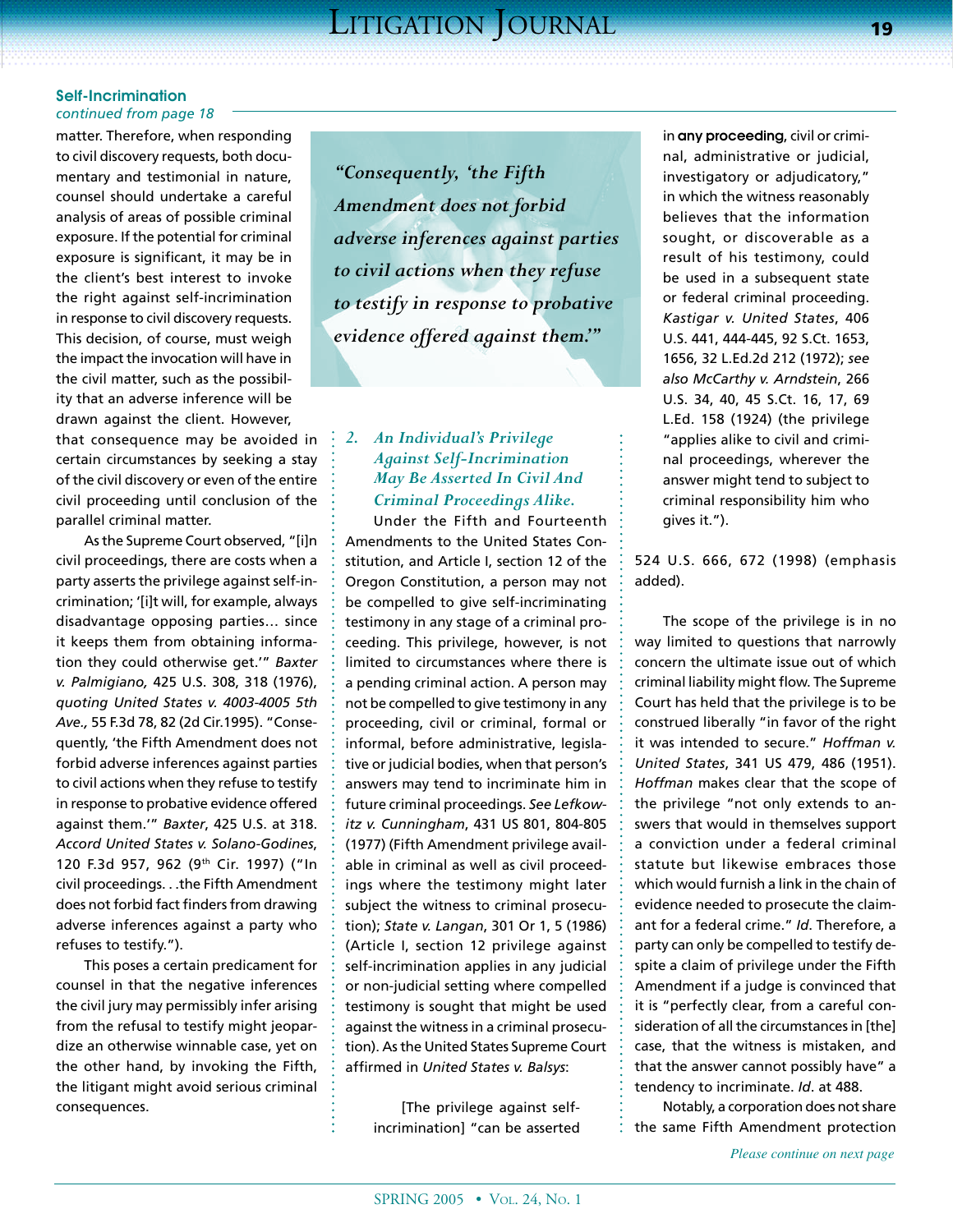### Self-Incrimination

*continued from page 18*

matter. Therefore, when responding to civil discovery requests, both documentary and testimonial in nature, counsel should undertake a careful analysis of areas of possible criminal exposure. If the potential for criminal exposure is significant, it may be in the client's best interest to invoke the right against self-incrimination in response to civil discovery requests. This decision, of course, must weigh the impact the invocation will have in the civil matter, such as the possibility that an adverse inference will be drawn against the client. However, that consequence may be avoided in certain circumstances by seeking a stay of the civil discovery or even of the entire civil proceeding until conclusion of the parallel criminal matter.

As the Supreme Court observed, "[i]n civil proceedings, there are costs when a party asserts the privilege against self-incrimination; '[i]t will, for example, always disadvantage opposing parties… since it keeps them from obtaining information they could otherwise get.'" *Baxter v. Palmigiano,* 425 U.S. 308, 318 (1976), *quoting United States v. 4003-4005 5th Ave.,* 55 F.3d 78, 82 (2d Cir.1995). "Consequently, 'the Fifth Amendment does not forbid adverse inferences against parties to civil actions when they refuse to testify in response to probative evidence offered against them.'" *Baxter*, 425 U.S. at 318. *Accord United States v. Solano-Godines*, 120 F.3d 957, 962 (9th Cir. 1997) ("In civil proceedings. . .the Fifth Amendment does not forbid fact finders from drawing adverse inferences against a party who refuses to testify.").

This poses a certain predicament for counsel in that the negative inferences the civil jury may permissibly infer arising from the refusal to testify might jeopardize an otherwise winnable case, yet on the other hand, by invoking the Fifth, the litigant might avoid serious criminal consequences.

> *"Consequently, 'the Fifth Amendment does not forbid adverse inferences against parties to civil actions when they refuse to testify in response to probative evidence offered against them.'"*

#### *2. An Individual's Privilege Against Self-Incrimination May Be Asserted In Civil And Criminal Proceedings Alike.*

Under the Fifth and Fourteenth Amendments to the United States Constitution, and Article I, section 12 of the Oregon Constitution, a person may not be compelled to give self-incriminating testimony in any stage of a criminal proceeding. This privilege, however, is not limited to circumstances where there is a pending criminal action. A person may not be compelled to give testimony in any proceeding, civil or criminal, formal or informal, before administrative, legislative or judicial bodies, when that person's answers may tend to incriminate him in future criminal proceedings. *See Lefkowitz v. Cunningham*, 431 US 801, 804-805 (1977) (Fifth Amendment privilege available in criminal as well as civil proceedings where the testimony might later subject the witness to criminal prosecution); *State v. Langan*, 301 Or 1, 5 (1986) (Article I, section 12 privilege against self-incrimination applies in any judicial or non-judicial setting where compelled testimony is sought that might be used against the witness in a criminal prosecution). As the United States Supreme Court affirmed in *United States v. Balsys*:

> [The privilege against self-incrimination] "can be asserted in **any proceeding**, civil or criminal, administrative or judicial, investigatory or adjudicatory," in which the witness reasonably believes that the information sought, or discoverable as a result of his testimony, could be used in a subsequent state or federal criminal proceeding. *Kastigar v. United States*, 406 U.S. 441, 444-445, 92 S.Ct. 1653, 1656, 32 L.Ed.2d 212 (1972); *see also McCarthy v. Arndstein*, 266 U.S. 34, 40, 45 S.Ct. 16, 17, 69 L.Ed. 158 (1924) (the privilege "applies alike to civil and criminal proceedings, wherever the answer might tend to subject to criminal responsibility him who gives it.").

524 U.S. 666, 672 (1998) (emphasis added).

The scope of the privilege is in no way limited to questions that narrowly concern the ultimate issue out of which criminal liability might flow. The Supreme Court has held that the privilege is to be construed liberally "in favor of the right it was intended to secure." *Hoffman v. United States*, 341 US 479, 486 (1951). *Hoffman* makes clear that the scope of the privilege "not only extends to answers that would in themselves support a conviction under a federal criminal statute but likewise embraces those which would furnish a link in the chain of evidence needed to prosecute the claimant for a federal crime." *Id*. Therefore, a party can only be compelled to testify despite a claim of privilege under the Fifth Amendment if a judge is convinced that it is "perfectly clear, from a careful consideration of all the circumstances in [the] case, that the witness is mistaken, and that the answer cannot possibly have" a tendency to incriminate. *Id*. at 488.

Notably, a corporation does not share the same Fifth Amendment protection

*Please continue on next page*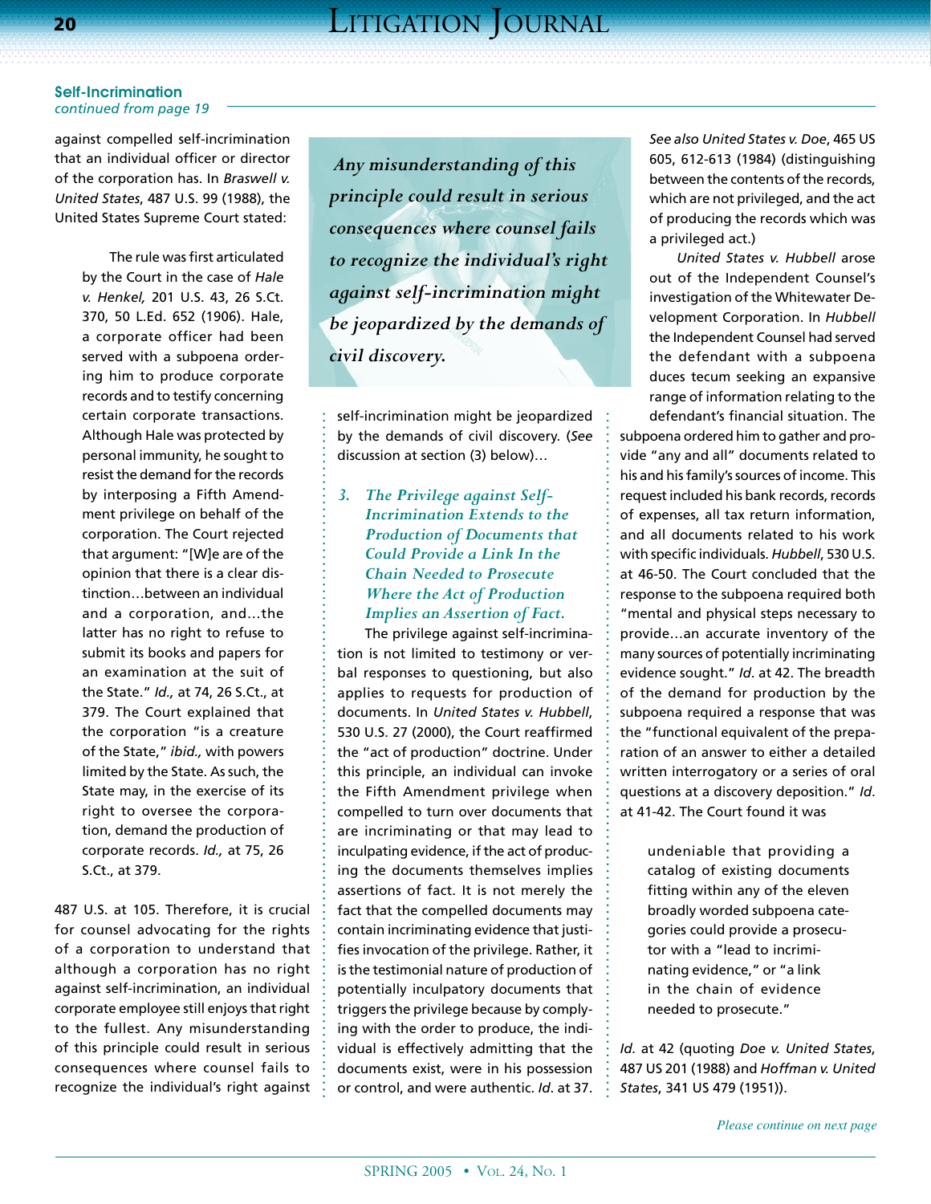### Self-Incrimination

*continued from page 19*

against compelled self-incrimination that an individual officer or director of the corporation has. In *Braswell v. United States*, 487 U.S. 99 (1988), the United States Supreme Court stated:

> The rule was first articulated by the Court in the case of *Hale v. Henkel,* 201 U.S. 43, 26 S.Ct. 370, 50 L.Ed. 652 (1906). Hale, a corporate officer had been served with a subpoena ordering him to produce corporate records and to testify concerning certain corporate transactions. Although Hale was protected by personal immunity, he sought to resist the demand for the records by interposing a Fifth Amendment privilege on behalf of the corporation. The Court rejected that argument: "[W]e are of the opinion that there is a clear distinction…between an individual and a corporation, and…the latter has no right to refuse to submit its books and papers for an examination at the suit of the State." *Id.,* at 74, 26 S.Ct., at 379. The Court explained that the corporation "is a creature of the State," *ibid.,* with powers limited by the State. As such, the State may, in the exercise of its right to oversee the corporation, demand the production of corporate records. *Id.,* at 75, 26 S.Ct., at 379.

487 U.S. at 105. Therefore, it is crucial for counsel advocating for the rights of a corporation to understand that although a corporation has no right against self-incrimination, an individual corporate employee still enjoys that right to the fullest. Any misunderstanding of this principle could result in serious consequences where counsel fails to recognize the individual's right against self-incrimination might be jeopardized by the demands of civil discovery. (*See* discussion at section (3) below)…

> *Any misunderstanding of this principle could result in serious consequences where counsel fails to recognize the individual's right against self-incrimination might be jeopardized by the demands of civil discovery.*

### *3. The Privilege against Self-Incrimination Extends to the Production of Documents that Could Provide a Link In the Chain Needed to Prosecute Where the Act of Production Implies an Assertion of Fact.*

The privilege against self-incrimination is not limited to testimony or verbal responses to questioning, but also applies to requests for production of documents. In *United States v. Hubbell*, 530 U.S. 27 (2000), the Court reaffirmed the "act of production" doctrine. Under this principle, an individual can invoke the Fifth Amendment privilege when compelled to turn over documents that are incriminating or that may lead to inculpating evidence, if the act of producing the documents themselves implies assertions of fact. It is not merely the fact that the compelled documents may contain incriminating evidence that justifies invocation of the privilege. Rather, it is the testimonial nature of production of potentially inculpatory documents that triggers the privilege because by complying with the order to produce, the individual is effectively admitting that the documents exist, were in his possession or control, and were authentic. *Id.* at 37. *See also United States v. Doe*, 465 US 605, 612-613 (1984) (distinguishing between the contents of the records, which are not privileged, and the act of producing the records which was a privileged act.)

*United States v. Hubbell* arose out of the Independent Counsel's investigation of the Whitewater Development Corporation. In *Hubbell* the Independent Counsel had served the defendant with a subpoena duces tecum seeking an expansive range of information relating to the defendant's financial situation. The subpoena ordered him to gather and provide "any and all" documents related to his and his family's sources of income. This request included his bank records, records of expenses, all tax return information, and all documents related to his work with specific individuals. *Hubbell*, 530 U.S. at 46-50. The Court concluded that the response to the subpoena required both "mental and physical steps necessary to provide…an accurate inventory of the many sources of potentially incriminating evidence sought." *Id.* at 42. The breadth of the demand for production by the subpoena required a response that was the "functional equivalent of the preparation of an answer to either a detailed written interrogatory or a series of oral questions at a discovery deposition." *Id.* at 41-42. The Court found it was

> undeniable that providing a catalog of existing documents fitting within any of the eleven broadly worded subpoena categories could provide a prosecutor with a "lead to incriminating evidence," or "a link in the chain of evidence needed to prosecute."

*Id.* at 42 (quoting *Doe v. United States*, 487 US 201 (1988) and *Hoffman v. United States*, 341 US 479 (1951)).

*Please continue on next page*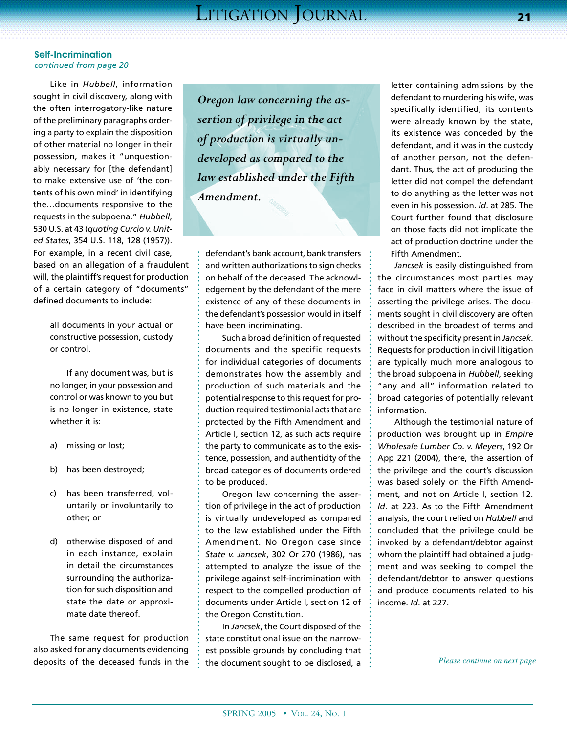**Self-Incrimination**
*continued from page 20*

Like in *Hubbell*, information sought in civil discovery, along with the often interrogatory-like nature of the preliminary paragraphs ordering a party to explain the disposition of other material no longer in their possession, makes it "unquestionably necessary for [the defendant] to make extensive use of 'the contents of his own mind' in identifying the…documents responsive to the requests in the subpoena." *Hubbell*, 530 U.S. at 43 (*quoting Curcio v. United States*, 354 U.S. 118, 128 (1957)). For example, in a recent civil case, based on an allegation of a fraudulent will, the plaintiff's request for production of a certain category of "documents" defined documents to include:

> all documents in your actual or constructive possession, custody or control.
>
> If any document was, but is no longer, in your possession and control or was known to you but is no longer in existence, state whether it is:
>
> a) missing or lost;
>
> b) has been destroyed;
>
> c) has been transferred, voluntarily or involuntarily to other; or
>
> d) otherwise disposed of and in each instance, explain in detail the circumstances surrounding the authorization for such disposition and state the date or approximate date thereof.

The same request for production also asked for any documents evidencing deposits of the deceased funds in the defendant's bank account, bank transfers and written authorizations to sign checks on behalf of the deceased. The acknowledgement by the defendant of the mere existence of any of these documents in the defendant's possession would in itself have been incriminating.

> *Oregon law concerning the assertion of privilege in the act of production is virtually undeveloped as compared to the law established under the Fifth Amendment.*

Such a broad definition of requested documents and the specific requests for individual categories of documents demonstrates how the assembly and production of such materials and the potential response to this request for production required testimonial acts that are protected by the Fifth Amendment and Article I, section 12, as such acts require the party to communicate as to the existence, possession, and authenticity of the broad categories of documents ordered to be produced.

Oregon law concerning the assertion of privilege in the act of production is virtually undeveloped as compared to the law established under the Fifth Amendment. No Oregon case since *State v. Jancsek*, 302 Or 270 (1986), has attempted to analyze the issue of the privilege against self-incrimination with respect to the compelled production of documents under Article I, section 12 of the Oregon Constitution.

In *Jancsek*, the Court disposed of the state constitutional issue on the narrowest possible grounds by concluding that the document sought to be disclosed, a letter containing admissions by the defendant to murdering his wife, was specifically identified, its contents were already known by the state, its existence was conceded by the defendant, and it was in the custody of another person, not the defendant. Thus, the act of producing the letter did not compel the defendant to do anything as the letter was not even in his possession. *Id*. at 285. The Court further found that disclosure on those facts did not implicate the act of production doctrine under the Fifth Amendment.

*Jancsek* is easily distinguished from the circumstances most parties may face in civil matters where the issue of asserting the privilege arises. The documents sought in civil discovery are often described in the broadest of terms and without the specificity present in *Jancsek*. Requests for production in civil litigation are typically much more analogous to the broad subpoena in *Hubbell*, seeking "any and all" information related to broad categories of potentially relevant information.

Although the testimonial nature of production was brought up in *Empire Wholesale Lumber Co. v. Meyers*, 192 Or App 221 (2004), there, the assertion of the privilege and the court's discussion was based solely on the Fifth Amendment, and not on Article I, section 12. *Id*. at 223. As to the Fifth Amendment analysis, the court relied on *Hubbell* and concluded that the privilege could be invoked by a defendant/debtor against whom the plaintiff had obtained a judgment and was seeking to compel the defendant/debtor to answer questions and produce documents related to his income. *Id*. at 227.

*Please continue on next page*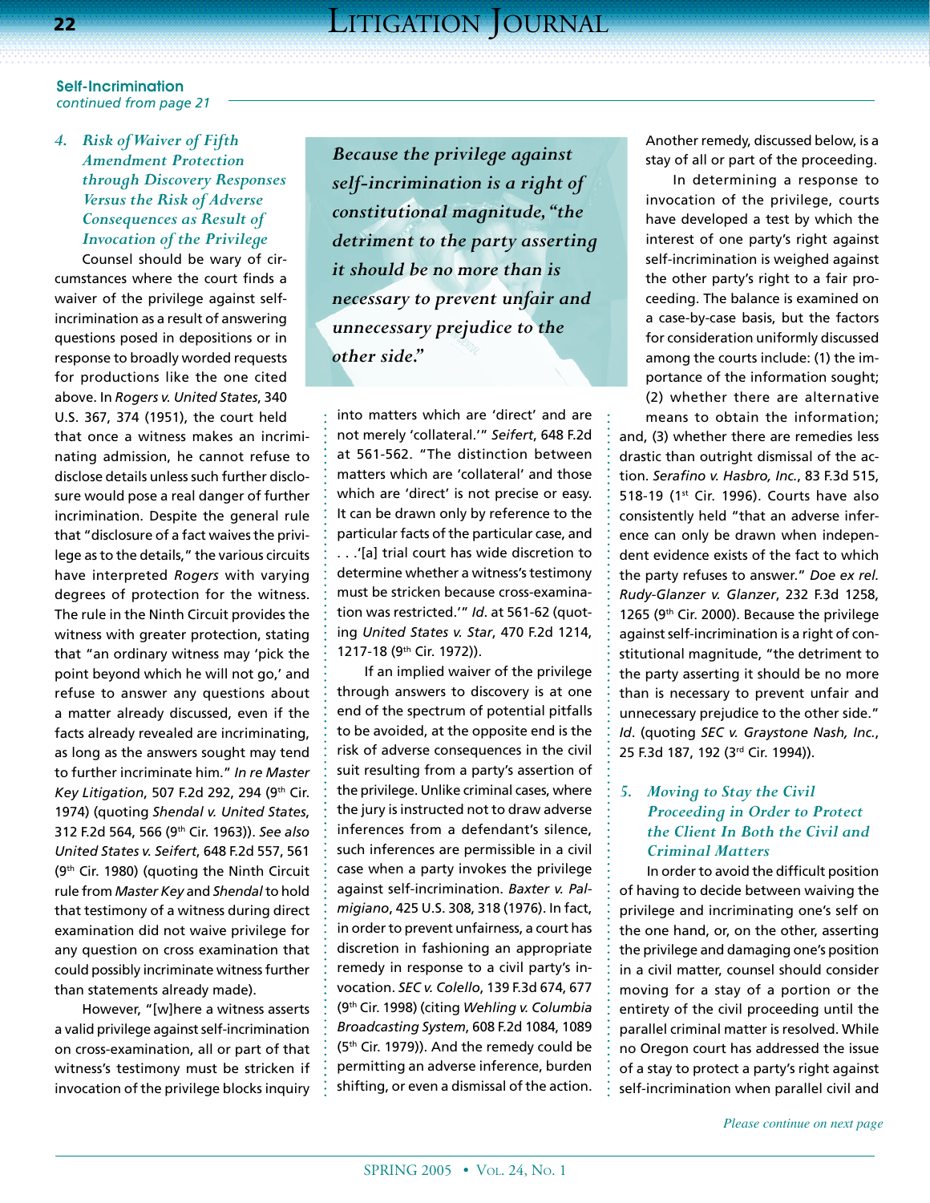**Self-Incrimination**
*continued from page 21*

### *4. Risk of Waiver of Fifth Amendment Protection through Discovery Responses Versus the Risk of Adverse Consequences as Result of Invocation of the Privilege*

Counsel should be wary of circumstances where the court finds a waiver of the privilege against self-incrimination as a result of answering questions posed in depositions or in response to broadly worded requests for productions like the one cited above. In *Rogers v. United States*, 340 U.S. 367, 374 (1951), the court held that once a witness makes an incriminating admission, he cannot refuse to disclose details unless such further disclosure would pose a real danger of further incrimination. Despite the general rule that "disclosure of a fact waives the privilege as to the details," the various circuits have interpreted *Rogers* with varying degrees of protection for the witness. The rule in the Ninth Circuit provides the witness with greater protection, stating that "an ordinary witness may 'pick the point beyond which he will not go,' and refuse to answer any questions about a matter already discussed, even if the facts already revealed are incriminating, as long as the answers sought may tend to further incriminate him." *In re Master Key Litigation*, 507 F.2d 292, 294 (9th Cir. 1974) (quoting *Shendal v. United States*, 312 F.2d 564, 566 (9th Cir. 1963)). *See also United States v. Seifert*, 648 F.2d 557, 561 (9th Cir. 1980) (quoting the Ninth Circuit rule from *Master Key* and *Shendal* to hold that testimony of a witness during direct examination did not waive privilege for any question on cross examination that could possibly incriminate witness further than statements already made).

However, "[w]here a witness asserts a valid privilege against self-incrimination on cross-examination, all or part of that witness's testimony must be stricken if invocation of the privilege blocks inquiry into matters which are 'direct' and are not merely 'collateral.'" *Seifert*, 648 F.2d at 561-562. "The distinction between matters which are 'collateral' and those which are 'direct' is not precise or easy. It can be drawn only by reference to the particular facts of the particular case, and . . .'[a] trial court has wide discretion to determine whether a witness's testimony must be stricken because cross-examination was restricted.'" *Id*. at 561-62 (quoting *United States v. Star*, 470 F.2d 1214, 1217-18 (9th Cir. 1972)).

If an implied waiver of the privilege through answers to discovery is at one end of the spectrum of potential pitfalls to be avoided, at the opposite end is the risk of adverse consequences in the civil suit resulting from a party's assertion of the privilege. Unlike criminal cases, where the jury is instructed not to draw adverse inferences from a defendant's silence, such inferences are permissible in a civil case when a party invokes the privilege against self-incrimination. *Baxter v. Palmigiano*, 425 U.S. 308, 318 (1976). In fact, in order to prevent unfairness, a court has discretion in fashioning an appropriate remedy in response to a civil party's invocation. *SEC v. Colello*, 139 F.3d 674, 677 (9th Cir. 1998) (citing *Wehling v. Columbia Broadcasting System*, 608 F.2d 1084, 1089 (5th Cir. 1979)). And the remedy could be permitting an adverse inference, burden shifting, or even a dismissal of the action. Another remedy, discussed below, is a stay of all or part of the proceeding.

> *Because the privilege against self-incrimination is a right of constitutional magnitude, "the detriment to the party asserting it should be no more than is necessary to prevent unfair and unnecessary prejudice to the other side."*

In determining a response to invocation of the privilege, courts have developed a test by which the interest of one party's right against self-incrimination is weighed against the other party's right to a fair proceeding. The balance is examined on a case-by-case basis, but the factors for consideration uniformly discussed among the courts include: (1) the importance of the information sought; (2) whether there are alternative means to obtain the information; and, (3) whether there are remedies less drastic than outright dismissal of the action. *Serafino v. Hasbro, Inc.*, 83 F.3d 515, 518-19 (1st Cir. 1996). Courts have also consistently held "that an adverse inference can only be drawn when independent evidence exists of the fact to which the party refuses to answer." *Doe ex rel. Rudy-Glanzer v. Glanzer*, 232 F.3d 1258, 1265 (9th Cir. 2000). Because the privilege against self-incrimination is a right of constitutional magnitude, "the detriment to the party asserting it should be no more than is necessary to prevent unfair and unnecessary prejudice to the other side." *Id*. (quoting *SEC v. Graystone Nash, Inc.*, 25 F.3d 187, 192 (3rd Cir. 1994)).

### *5. Moving to Stay the Civil Proceeding in Order to Protect the Client In Both the Civil and Criminal Matters*

In order to avoid the difficult position of having to decide between waiving the privilege and incriminating one's self on the one hand, or, on the other, asserting the privilege and damaging one's position in a civil matter, counsel should consider moving for a stay of a portion or the entirety of the civil proceeding until the parallel criminal matter is resolved. While no Oregon court has addressed the issue of a stay to protect a party's right against self-incrimination when parallel civil and

*Please continue on next page*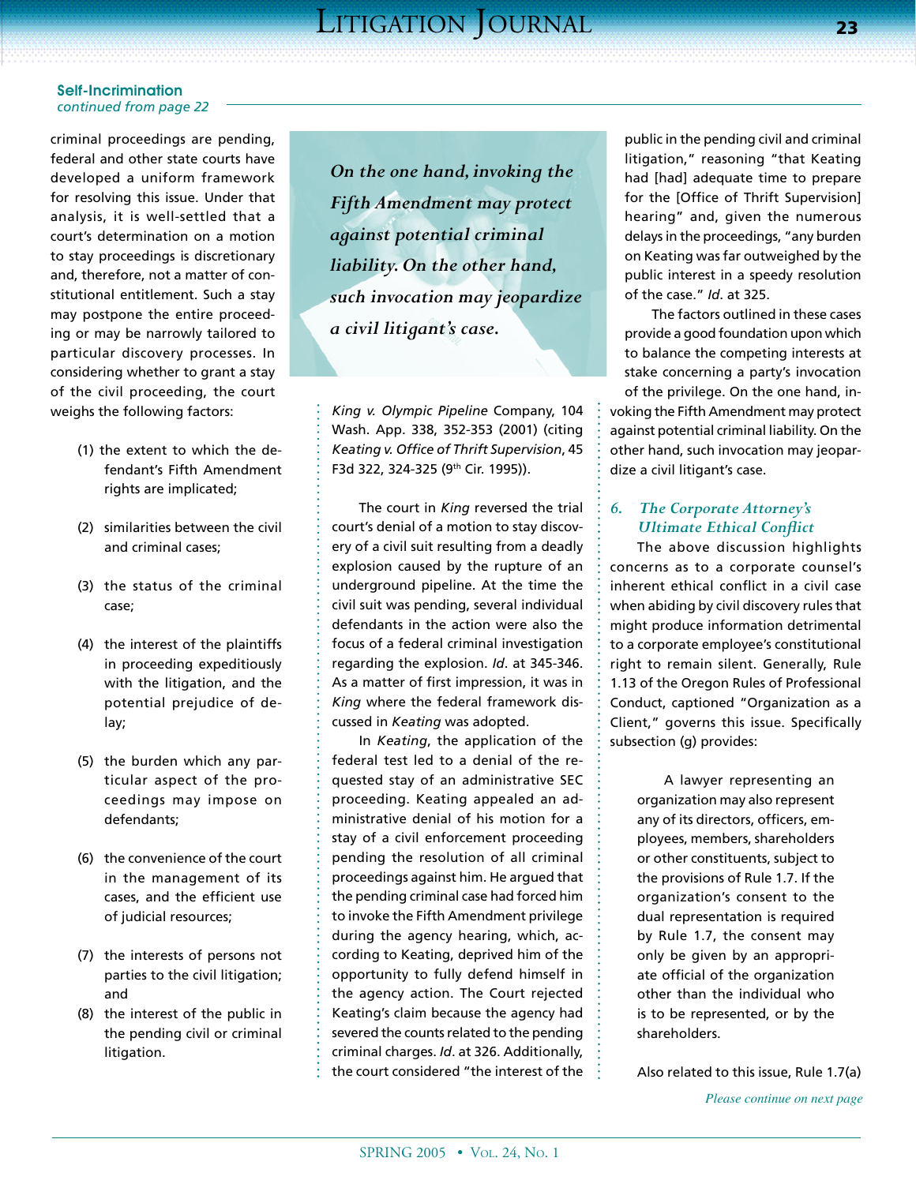**Self-Incrimination**
*continued from page 22*

criminal proceedings are pending, federal and other state courts have developed a uniform framework for resolving this issue. Under that analysis, it is well-settled that a court's determination on a motion to stay proceedings is discretionary and, therefore, not a matter of constitutional entitlement. Such a stay may postpone the entire proceeding or may be narrowly tailored to particular discovery processes. In considering whether to grant a stay of the civil proceeding, the court weighs the following factors:

(1) the extent to which the defendant's Fifth Amendment rights are implicated;

(2) similarities between the civil and criminal cases;

(3) the status of the criminal case;

(4) the interest of the plaintiffs in proceeding expeditiously with the litigation, and the potential prejudice of delay;

(5) the burden which any particular aspect of the proceedings may impose on defendants;

(6) the convenience of the court in the management of its cases, and the efficient use of judicial resources;

(7) the interests of persons not parties to the civil litigation; and

(8) the interest of the public in the pending civil or criminal litigation.

> *On the one hand, invoking the Fifth Amendment may protect against potential criminal liability. On the other hand, such invocation may jeopardize a civil litigant's case.*

*King v. Olympic Pipeline* Company, 104 Wash. App. 338, 352-353 (2001) (citing *Keating v. Office of Thrift Supervision*, 45 F3d 322, 324-325 (9th Cir. 1995)).

The court in *King* reversed the trial court's denial of a motion to stay discovery of a civil suit resulting from a deadly explosion caused by the rupture of an underground pipeline. At the time the civil suit was pending, several individual defendants in the action were also the focus of a federal criminal investigation regarding the explosion. *Id*. at 345-346. As a matter of first impression, it was in *King* where the federal framework discussed in *Keating* was adopted.

In *Keating*, the application of the federal test led to a denial of the requested stay of an administrative SEC proceeding. Keating appealed an administrative denial of his motion for a stay of a civil enforcement proceeding pending the resolution of all criminal proceedings against him. He argued that the pending criminal case had forced him to invoke the Fifth Amendment privilege during the agency hearing, which, according to Keating, deprived him of the opportunity to fully defend himself in the agency action. The Court rejected Keating's claim because the agency had severed the counts related to the pending criminal charges. *Id*. at 326. Additionally, the court considered "the interest of the public in the pending civil and criminal litigation," reasoning "that Keating had [had] adequate time to prepare for the [Office of Thrift Supervision] hearing" and, given the numerous delays in the proceedings, "any burden on Keating was far outweighed by the public interest in a speedy resolution of the case." *Id*. at 325.

The factors outlined in these cases provide a good foundation upon which to balance the competing interests at stake concerning a party's invocation of the privilege. On the one hand, invoking the Fifth Amendment may protect against potential criminal liability. On the other hand, such invocation may jeopardize a civil litigant's case.

### *6. The Corporate Attorney's Ultimate Ethical Conflict*

The above discussion highlights concerns as to a corporate counsel's inherent ethical conflict in a civil case when abiding by civil discovery rules that might produce information detrimental to a corporate employee's constitutional right to remain silent. Generally, Rule 1.13 of the Oregon Rules of Professional Conduct, captioned "Organization as a Client," governs this issue. Specifically subsection (g) provides:

> A lawyer representing an organization may also represent any of its directors, officers, employees, members, shareholders or other constituents, subject to the provisions of Rule 1.7. If the organization's consent to the dual representation is required by Rule 1.7, the consent may only be given by an appropriate official of the organization other than the individual who is to be represented, or by the shareholders.

Also related to this issue, Rule 1.7(a)

*Please continue on next page*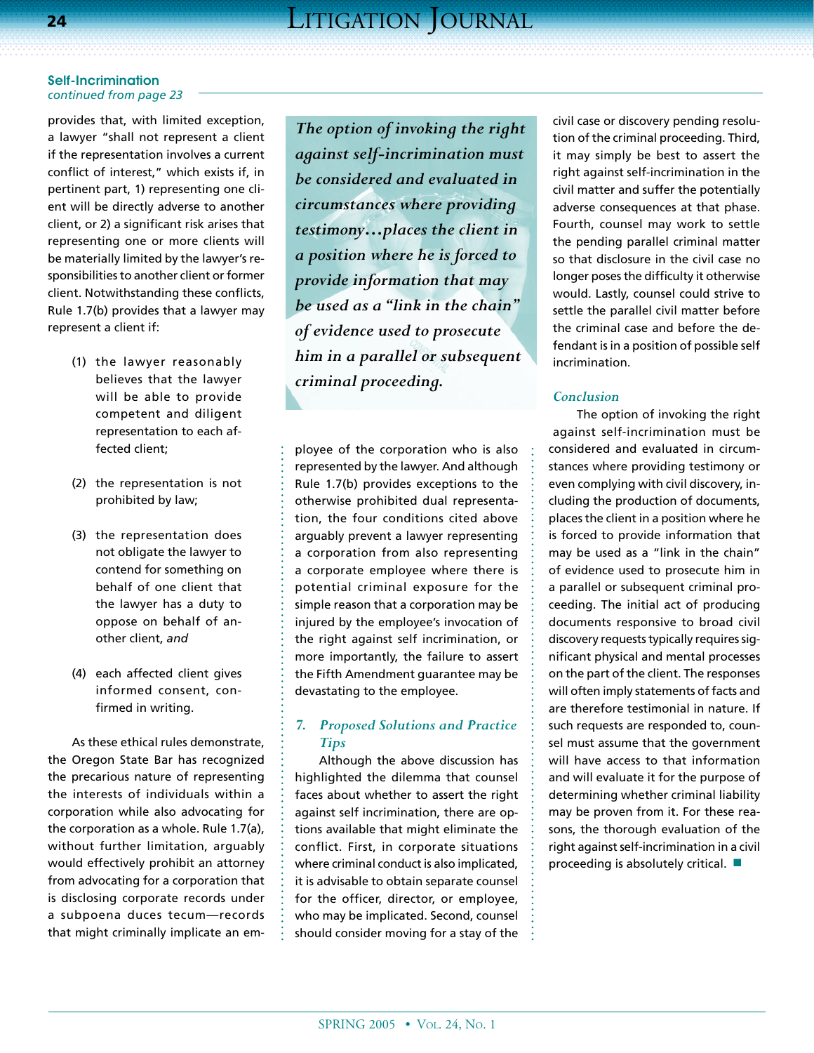## Self-Incrimination

*continued from page 23*

provides that, with limited exception, a lawyer "shall not represent a client if the representation involves a current conflict of interest," which exists if, in pertinent part, 1) representing one client will be directly adverse to another client, or 2) a significant risk arises that representing one or more clients will be materially limited by the lawyer's responsibilities to another client or former client. Notwithstanding these conflicts, Rule 1.7(b) provides that a lawyer may represent a client if:

> (1) the lawyer reasonably believes that the lawyer will be able to provide competent and diligent representation to each affected client;
>
> (2) the representation is not prohibited by law;
>
> (3) the representation does not obligate the lawyer to contend for something on behalf of one client that the lawyer has a duty to oppose on behalf of another client, *and*
>
> (4) each affected client gives informed consent, confirmed in writing.

As these ethical rules demonstrate, the Oregon State Bar has recognized the precarious nature of representing the interests of individuals within a corporation while also advocating for the corporation as a whole. Rule 1.7(a), without further limitation, arguably would effectively prohibit an attorney from advocating for a corporation that is disclosing corporate records under a subpoena duces tecum—records that might criminally implicate an employee of the corporation who is also represented by the lawyer. And although Rule 1.7(b) provides exceptions to the otherwise prohibited dual representation, the four conditions cited above arguably prevent a lawyer representing a corporation from also representing a corporate employee where there is potential criminal exposure for the simple reason that a corporation may be injured by the employee's invocation of the right against self incrimination, or more importantly, the failure to assert the Fifth Amendment guarantee may be devastating to the employee.

*The option of invoking the right against self-incrimination must be considered and evaluated in circumstances where providing testimony…places the client in a position where he is forced to provide information that may be used as a "link in the chain" of evidence used to prosecute him in a parallel or subsequent criminal proceeding.*

### 7. *Proposed Solutions and Practice Tips*

Although the above discussion has highlighted the dilemma that counsel faces about whether to assert the right against self incrimination, there are options available that might eliminate the conflict. First, in corporate situations where criminal conduct is also implicated, it is advisable to obtain separate counsel for the officer, director, or employee, who may be implicated. Second, counsel should consider moving for a stay of the civil case or discovery pending resolution of the criminal proceeding. Third, it may simply be best to assert the right against self-incrimination in the civil matter and suffer the potentially adverse consequences at that phase. Fourth, counsel may work to settle the pending parallel criminal matter so that disclosure in the civil case no longer poses the difficulty it otherwise would. Lastly, counsel could strive to settle the parallel civil matter before the criminal case and before the defendant is in a position of possible self incrimination.

### *Conclusion*

The option of invoking the right against self-incrimination must be considered and evaluated in circumstances where providing testimony or even complying with civil discovery, including the production of documents, places the client in a position where he is forced to provide information that may be used as a "link in the chain" of evidence used to prosecute him in a parallel or subsequent criminal proceeding. The initial act of producing documents responsive to broad civil discovery requests typically requires significant physical and mental processes on the part of the client. The responses will often imply statements of facts and are therefore testimonial in nature. If such requests are responded to, counsel must assume that the government will have access to that information and will evaluate it for the purpose of determining whether criminal liability may be proven from it. For these reasons, the thorough evaluation of the right against self-incrimination in a civil proceeding is absolutely critical. ■